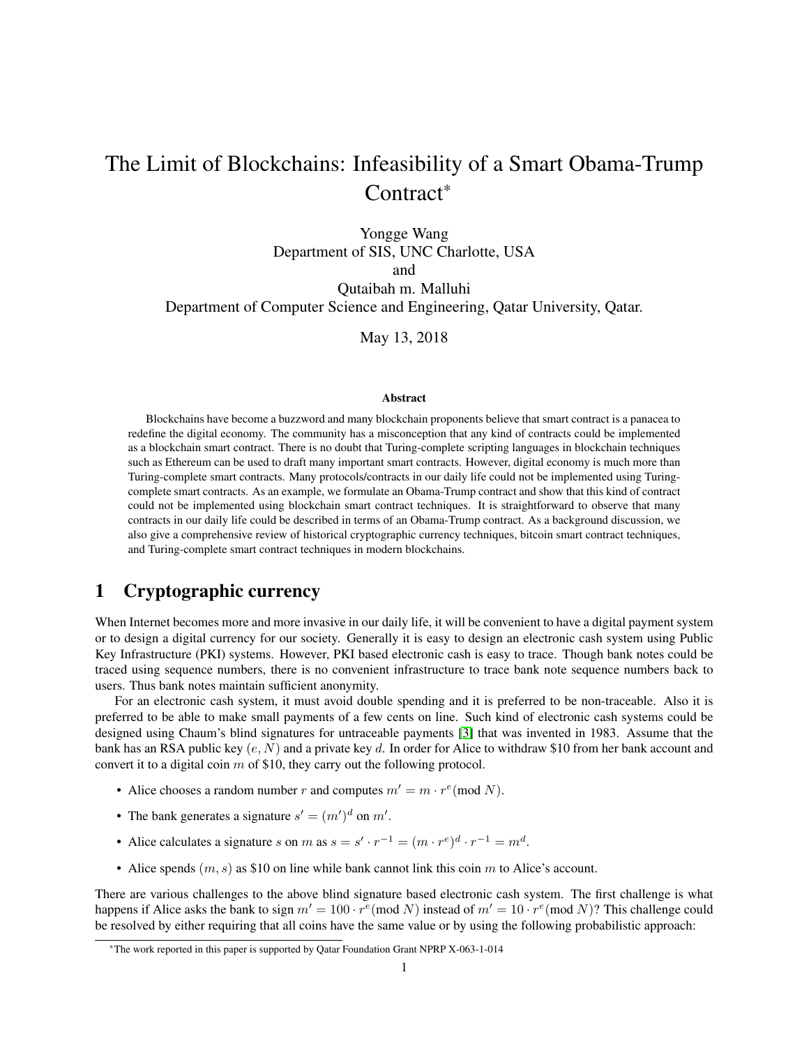# The Limit of Blockchains: Infeasibility of a Smart Obama-Trump Contract*

Yongge Wang
Department of SIS, UNC Charlotte, USA
and
Qutaibah m. Malluhi
Department of Computer Science and Engineering, Qatar University, Qatar.

May 13, 2018

### Abstract

Blockchains have become a buzzword and many blockchain proponents believe that smart contract is a panacea to redefine the digital economy. The community has a misconception that any kind of contracts could be implemented as a blockchain smart contract. There is no doubt that Turing-complete scripting languages in blockchain techniques such as Ethereum can be used to draft many important smart contracts. However, digital economy is much more than Turing-complete smart contracts. Many protocols/contracts in our daily life could not be implemented using Turing-complete smart contracts. As an example, we formulate an Obama-Trump contract and show that this kind of contract could not be implemented using blockchain smart contract techniques. It is straightforward to observe that many contracts in our daily life could be described in terms of an Obama-Trump contract. As a background discussion, we also give a comprehensive review of historical cryptographic currency techniques, bitcoin smart contract techniques, and Turing-complete smart contract techniques in modern blockchains.

## 1 Cryptographic currency

When Internet becomes more and more invasive in our daily life, it will be convenient to have a digital payment system or to design a digital currency for our society. Generally it is easy to design an electronic cash system using Public Key Infrastructure (PKI) systems. However, PKI based electronic cash is easy to trace. Though bank notes could be traced using sequence numbers, there is no convenient infrastructure to trace bank note sequence numbers back to users. Thus bank notes maintain sufficient anonymity.

For an electronic cash system, it must avoid double spending and it is preferred to be non-traceable. Also it is preferred to be able to make small payments of a few cents on line. Such kind of electronic cash systems could be designed using Chaum's blind signatures for untraceable payments [3] that was invented in 1983. Assume that the bank has an RSA public key $(e, N)$ and a private key $d$. In order for Alice to withdraw \$10 from her bank account and convert it to a digital coin $m$ of \$10, they carry out the following protocol.

- Alice chooses a random number $r$ and computes $m' = m \cdot r^e (\bmod N)$.
- The bank generates a signature $s' = (m')^d$ on $m'$.
- Alice calculates a signature $s$ on $m$ as $s = s' \cdot r^{-1} = (m \cdot r^e)^d \cdot r^{-1} = m^d$.
- Alice spends $(m, s)$ as \$10 on line while bank cannot link this coin $m$ to Alice's account.

There are various challenges to the above blind signature based electronic cash system. The first challenge is what happens if Alice asks the bank to sign $m' = 100 \cdot r^e (\bmod N)$ instead of $m' = 10 \cdot r^e (\bmod N)$? This challenge could be resolved by either requiring that all coins have the same value or by using the following probabilistic approach:

*The work reported in this paper is supported by Qatar Foundation Grant NPRP X-063-1-014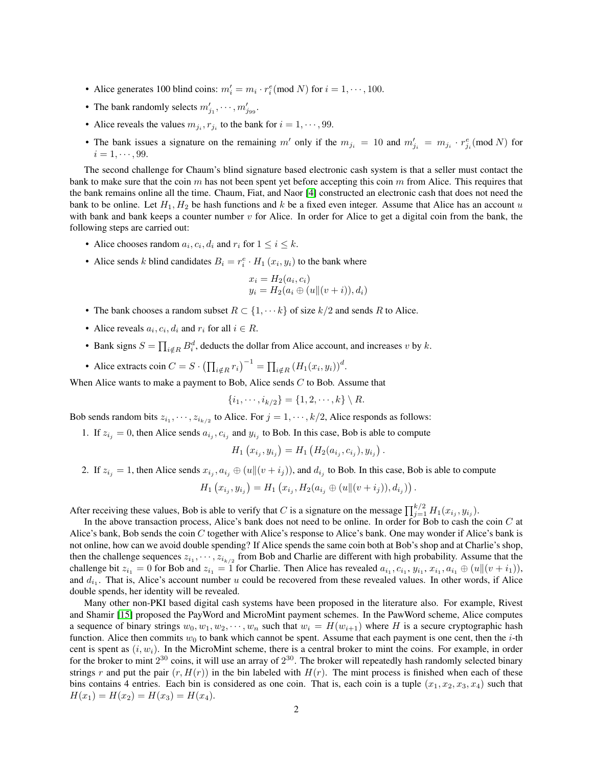- Alice generates 100 blind coins: $m'_i = m_i \cdot r_i^e (\bmod N)$ for $i = 1, \cdots, 100$.
- The bank randomly selects $m'_{j_1}, \cdots, m'_{j_{99}}$.
- Alice reveals the values $m_{j_i}, r_{j_i}$ to the bank for $i = 1, \cdots, 99$.
- The bank issues a signature on the remaining $m'$ only if the $m_{j_i} = 10$ and $m'_{j_i} = m_{j_i} \cdot r_{j_i}^e (\bmod N)$ for $i = 1, \cdots, 99$.

The second challenge for Chaum's blind signature based electronic cash system is that a seller must contact the bank to make sure that the coin $m$ has not been spent yet before accepting this coin $m$ from Alice. This requires that the bank remains online all the time. Chaum, Fiat, and Naor [4] constructed an electronic cash that does not need the bank to be online. Let $H_1, H_2$ be hash functions and $k$ be a fixed even integer. Assume that Alice has an account $u$ with bank and bank keeps a counter number $v$ for Alice. In order for Alice to get a digital coin from the bank, the following steps are carried out:

- Alice chooses random $a_i, c_i, d_i$ and $r_i$ for $1 \le i \le k$.
- Alice sends $k$ blind candidates $B_i = r_i^e \cdot H_1(x_i, y_i)$ to the bank where

$$
\begin{aligned}
x_i &= H_2(a_i, c_i) \\
y_i &= H_2(a_i \oplus (u \| (v + i)), d_i)
\end{aligned}
$$

- The bank chooses a random subset $R \subset \{1, \cdots k\}$ of size $k/2$ and sends $R$ to Alice.
- Alice reveals $a_i, c_i, d_i$ and $r_i$ for all $i \in R$.
- Bank signs $S = \prod_{i \notin R} B_i^d$, deducts the dollar from Alice account, and increases $v$ by $k$.
- Alice extracts coin $C = S \cdot \left(\prod_{i \notin R} r_i\right)^{-1} = \prod_{i \notin R} \left(H_1(x_i, y_i)\right)^d$.

When Alice wants to make a payment to Bob, Alice sends $C$ to Bob. Assume that

$$
\{i_1, \cdots, i_{k/2}\} = \{1, 2, \cdots, k\} \setminus R.
$$

Bob sends random bits $z_{i_1}, \cdots, z_{i_{k/2}}$ to Alice. For $j = 1, \cdots, k/2$, Alice responds as follows:

1. If $z_{i_j} = 0$, then Alice sends $a_{i_j}, c_{i_j}$ and $y_{i_j}$ to Bob. In this case, Bob is able to compute

$$
H_1\left(x_{i_j}, y_{i_j}\right) = H_1\left(H_2(a_{i_j}, c_{i_j}), y_{i_j}\right).
$$

2. If $z_{i_j} = 1$, then Alice sends $x_{i_j}, a_{i_j} \oplus (u \| (v + i_j))$, and $d_{i_j}$ to Bob. In this case, Bob is able to compute

$$
H_1\left(x_{i_j}, y_{i_j}\right) = H_1\left(x_{i_j}, H_2(a_{i_j} \oplus (u \| (v + i_j)), d_{i_j})\right).
$$

After receiving these values, Bob is able to verify that $C$ is a signature on the message $\prod_{j=1}^{k/2} H_1(x_{i_j}, y_{i_j})$.

In the above transaction process, Alice's bank does not need to be online. In order for Bob to cash the coin $C$ at Alice's bank, Bob sends the coin $C$ together with Alice's response to Alice's bank. One may wonder if Alice's bank is not online, how can we avoid double spending? If Alice spends the same coin both at Bob's shop and at Charlie's shop, then the challenge sequences $z_{i_1}, \cdots, z_{i_{k/2}}$ from Bob and Charlie are different with high probability. Assume that the challenge bit $z_{i_1} = 0$ for Bob and $z_{i_1} = 1$ for Charlie. Then Alice has revealed $a_{i_1}, c_{i_1}, y_{i_1}, x_{i_1}, a_{i_1} \oplus (u \| (v + i_1))$, and $d_{i_1}$. That is, Alice's account number $u$ could be recovered from these revealed values. In other words, if Alice double spends, her identity will be revealed.

Many other non-PKI based digital cash systems have been proposed in the literature also. For example, Rivest and Shamir [15] proposed the PayWord and MicroMint payment schemes. In the PawWord scheme, Alice computes a sequence of binary strings $w_0, w_1, w_2, \cdots, w_n$ such that $w_i = H(w_{i+1})$ where $H$ is a secure cryptographic hash function. Alice then commits $w_0$ to bank which cannot be spent. Assume that each payment is one cent, then the $i$-th cent is spent as $(i, w_i)$. In the MicroMint scheme, there is a central broker to mint the coins. For example, in order for the broker to mint $2^{30}$ coins, it will use an array of $2^{30}$. The broker will repeatedly hash randomly selected binary strings $r$ and put the pair $(r, H(r))$ in the bin labeled with $H(r)$. The mint process is finished when each of these bins contains 4 entries. Each bin is considered as one coin. That is, each coin is a tuple $(x_1, x_2, x_3, x_4)$ such that $H(x_1) = H(x_2) = H(x_3) = H(x_4)$.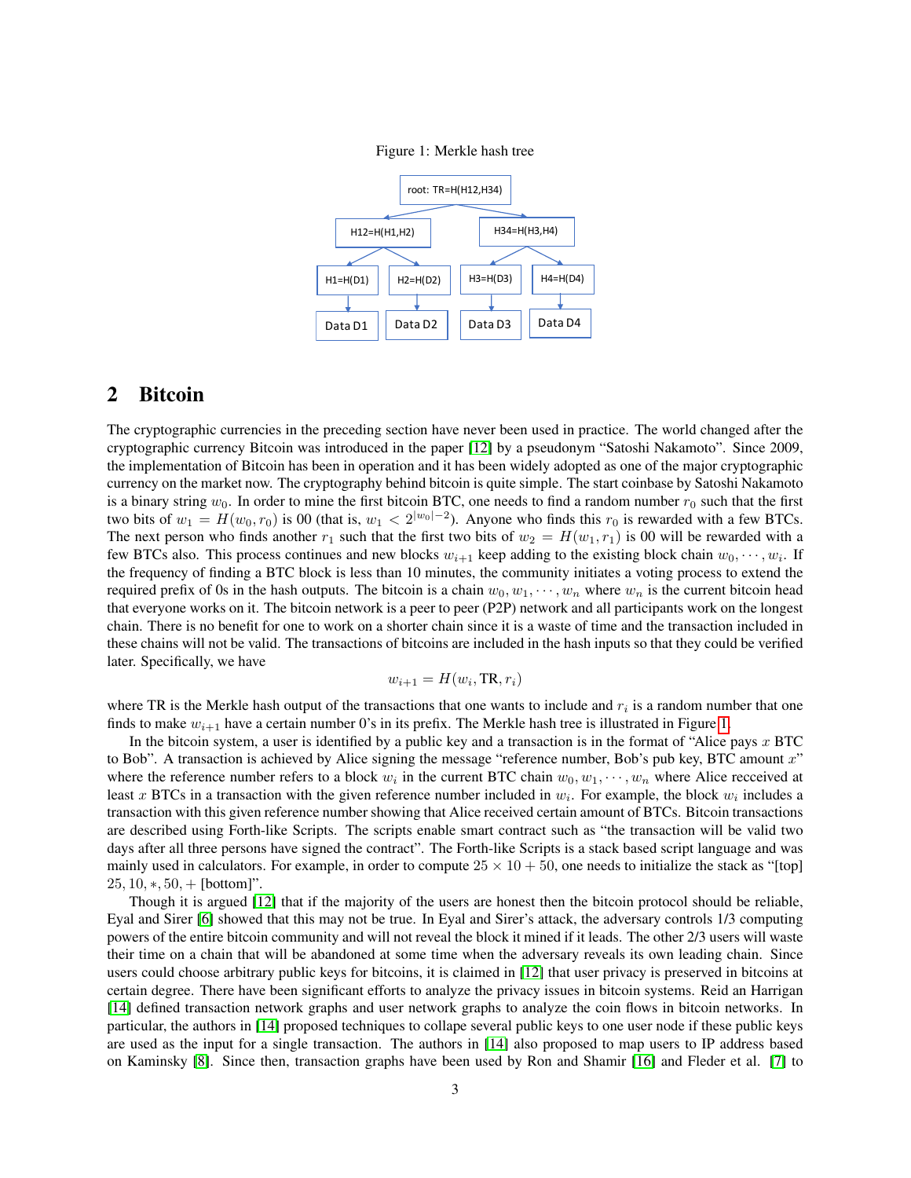Figure 1: Merkle hash tree

## 2 Bitcoin

The cryptographic currencies in the preceding section have never been used in practice. The world changed after the cryptographic currency Bitcoin was introduced in the paper [12] by a pseudonym "Satoshi Nakamoto". Since 2009, the implementation of Bitcoin has been in operation and it has been widely adopted as one of the major cryptographic currency on the market now. The cryptography behind bitcoin is quite simple. The start coinbase by Satoshi Nakamoto is a binary string $w_0$. In order to mine the first bitcoin BTC, one needs to find a random number $r_0$ such that the first two bits of $w_1 = H(w_0, r_0)$ is 00 (that is, $w_1 < 2^{|w_0|-2}$). Anyone who finds this $r_0$ is rewarded with a few BTCs. The next person who finds another $r_1$ such that the first two bits of $w_2 = H(w_1, r_1)$ is 00 will be rewarded with a few BTCs also. This process continues and new blocks $w_{i+1}$ keep adding to the existing block chain $w_0, \cdots, w_i$. If the frequency of finding a BTC block is less than 10 minutes, the community initiates a voting process to extend the required prefix of 0s in the hash outputs. The bitcoin is a chain $w_0, w_1, \cdots, w_n$ where $w_n$ is the current bitcoin head that everyone works on it. The bitcoin network is a peer to peer (P2P) network and all participants work on the longest chain. There is no benefit for one to work on a shorter chain since it is a waste of time and the transaction included in these chains will not be valid. The transactions of bitcoins are included in the hash inputs so that they could be verified later. Specifically, we have

$$w_{i+1} = H(w_i, \text{TR}, r_i)$$

where TR is the Merkle hash output of the transactions that one wants to include and $r_i$ is a random number that one finds to make $w_{i+1}$ have a certain number 0's in its prefix. The Merkle hash tree is illustrated in Figure 1.

In the bitcoin system, a user is identified by a public key and a transaction is in the format of "Alice pays $x$ BTC to Bob". A transaction is achieved by Alice signing the message "reference number, Bob's pub key, BTC amount $x$" where the reference number refers to a block $w_i$ in the current BTC chain $w_0, w_1, \cdots, w_n$ where Alice receceived at least $x$ BTCs in a transaction with the given reference number included in $w_i$. For example, the block $w_i$ includes a transaction with this given reference number showing that Alice received certain amount of BTCs. Bitcoin transactions are described using Forth-like Scripts. The scripts enable smart contract such as "the transaction will be valid two days after all three persons have signed the contract". The Forth-like Scripts is a stack based script language and was mainly used in calculators. For example, in order to compute $25 \times 10 + 50$, one needs to initialize the stack as "[top] $25, 10, *, 50, +$ [bottom]".

Though it is argued [12] that if the majority of the users are honest then the bitcoin protocol should be reliable, Eyal and Sirer [6] showed that this may not be true. In Eyal and Sirer's attack, the adversary controls 1/3 computing powers of the entire bitcoin community and will not reveal the block it mined if it leads. The other 2/3 users will waste their time on a chain that will be abandoned at some time when the adversary reveals its own leading chain. Since users could choose arbitrary public keys for bitcoins, it is claimed in [12] that user privacy is preserved in bitcoins at certain degree. There have been significant efforts to analyze the privacy issues in bitcoin systems. Reid an Harrigan [14] defined transaction network graphs and user network graphs to analyze the coin flows in bitcoin networks. In particular, the authors in [14] proposed techniques to collape several public keys to one user node if these public keys are used as the input for a single transaction. The authors in [14] also proposed to map users to IP address based on Kaminsky [8]. Since then, transaction graphs have been used by Ron and Shamir [16] and Fleder et al. [7] to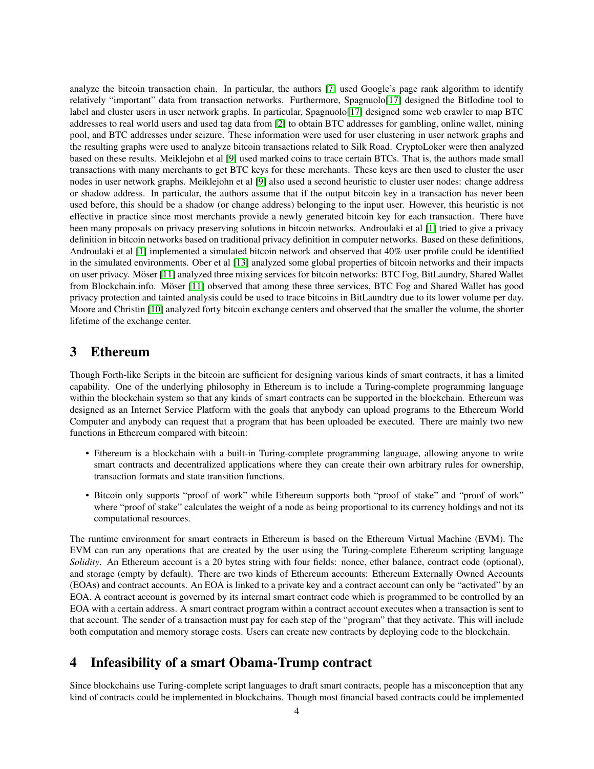analyze the bitcoin transaction chain. In particular, the authors [7] used Google's page rank algorithm to identify relatively "important" data from transaction networks. Furthermore, Spagnuolo[17] designed the BitIodine tool to label and cluster users in user network graphs. In particular, Spagnuolo[17] designed some web crawler to map BTC addresses to real world users and used tag data from [2] to obtain BTC addresses for gambling, online wallet, mining pool, and BTC addresses under seizure. These information were used for user clustering in user network graphs and the resulting graphs were used to analyze bitcoin transactions related to Silk Road. CryptoLoker were then analyzed based on these results. Meiklejohn et al [9] used marked coins to trace certain BTCs. That is, the authors made small transactions with many merchants to get BTC keys for these merchants. These keys are then used to cluster the user nodes in user network graphs. Meiklejohn et al [9] also used a second heuristic to cluster user nodes: change address or shadow address. In particular, the authors assume that if the output bitcoin key in a transaction has never been used before, this should be a shadow (or change address) belonging to the input user. However, this heuristic is not effective in practice since most merchants provide a newly generated bitcoin key for each transaction. There have been many proposals on privacy preserving solutions in bitcoin networks. Androulaki et al [1] tried to give a privacy definition in bitcoin networks based on traditional privacy definition in computer networks. Based on these definitions, Androulaki et al [1] implemented a simulated bitcoin network and observed that 40% user profile could be identified in the simulated environments. Ober et al [13] analyzed some global properties of bitcoin networks and their impacts on user privacy. Möser [11] analyzed three mixing services for bitcoin networks: BTC Fog, BitLaundry, Shared Wallet from Blockchain.info. Möser [11] observed that among these three services, BTC Fog and Shared Wallet has good privacy protection and tainted analysis could be used to trace bitcoins in BitLaundtry due to its lower volume per day. Moore and Christin [10] analyzed forty bitcoin exchange centers and observed that the smaller the volume, the shorter lifetime of the exchange center.

# 3 Ethereum

Though Forth-like Scripts in the bitcoin are sufficient for designing various kinds of smart contracts, it has a limited capability. One of the underlying philosophy in Ethereum is to include a Turing-complete programming language within the blockchain system so that any kinds of smart contracts can be supported in the blockchain. Ethereum was designed as an Internet Service Platform with the goals that anybody can upload programs to the Ethereum World Computer and anybody can request that a program that has been uploaded be executed. There are mainly two new functions in Ethereum compared with bitcoin:

- Ethereum is a blockchain with a built-in Turing-complete programming language, allowing anyone to write smart contracts and decentralized applications where they can create their own arbitrary rules for ownership, transaction formats and state transition functions.
- Bitcoin only supports "proof of work" while Ethereum supports both "proof of stake" and "proof of work" where "proof of stake" calculates the weight of a node as being proportional to its currency holdings and not its computational resources.

The runtime environment for smart contracts in Ethereum is based on the Ethereum Virtual Machine (EVM). The EVM can run any operations that are created by the user using the Turing-complete Ethereum scripting language *Solidity*. An Ethereum account is a 20 bytes string with four fields: nonce, ether balance, contract code (optional), and storage (empty by default). There are two kinds of Ethereum accounts: Ethereum Externally Owned Accounts (EOAs) and contract accounts. An EOA is linked to a private key and a contract account can only be "activated" by an EOA. A contract account is governed by its internal smart contract code which is programmed to be controlled by an EOA with a certain address. A smart contract program within a contract account executes when a transaction is sent to that account. The sender of a transaction must pay for each step of the "program" that they activate. This will include both computation and memory storage costs. Users can create new contracts by deploying code to the blockchain.

# 4 Infeasibility of a smart Obama-Trump contract

Since blockchains use Turing-complete script languages to draft smart contracts, people has a misconception that any kind of contracts could be implemented in blockchains. Though most financial based contracts could be implemented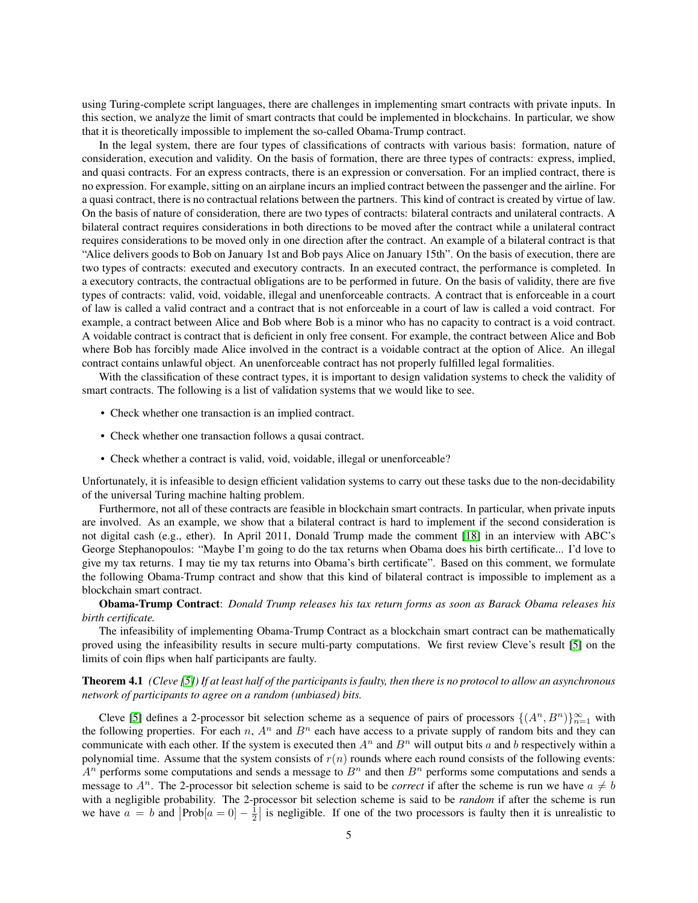using Turing-complete script languages, there are challenges in implementing smart contracts with private inputs. In this section, we analyze the limit of smart contracts that could be implemented in blockchains. In particular, we show that it is theoretically impossible to implement the so-called Obama-Trump contract.

In the legal system, there are four types of classifications of contracts with various basis: formation, nature of consideration, execution and validity. On the basis of formation, there are three types of contracts: express, implied, and quasi contracts. For an express contracts, there is an expression or conversation. For an implied contract, there is no expression. For example, sitting on an airplane incurs an implied contract between the passenger and the airline. For a quasi contract, there is no contractual relations between the partners. This kind of contract is created by virtue of law. On the basis of nature of consideration, there are two types of contracts: bilateral contracts and unilateral contracts. A bilateral contract requires considerations in both directions to be moved after the contract while a unilateral contract requires considerations to be moved only in one direction after the contract. An example of a bilateral contract is that "Alice delivers goods to Bob on January 1st and Bob pays Alice on January 15th". On the basis of execution, there are two types of contracts: executed and executory contracts. In an executed contract, the performance is completed. In a executory contracts, the contractual obligations are to be performed in future. On the basis of validity, there are five types of contracts: valid, void, voidable, illegal and unenforceable contracts. A contract that is enforceable in a court of law is called a valid contract and a contract that is not enforceable in a court of law is called a void contract. For example, a contract between Alice and Bob where Bob is a minor who has no capacity to contract is a void contract. A voidable contract is contract that is deficient in only free consent. For example, the contract between Alice and Bob where Bob has forcibly made Alice involved in the contract is a voidable contract at the option of Alice. An illegal contract contains unlawful object. An unenforceable contract has not properly fulfilled legal formalities.

With the classification of these contract types, it is important to design validation systems to check the validity of smart contracts. The following is a list of validation systems that we would like to see.

- Check whether one transaction is an implied contract.
- Check whether one transaction follows a qusai contract.
- Check whether a contract is valid, void, voidable, illegal or unenforceable?

Unfortunately, it is infeasible to design efficient validation systems to carry out these tasks due to the non-decidability of the universal Turing machine halting problem.

Furthermore, not all of these contracts are feasible in blockchain smart contracts. In particular, when private inputs are involved. As an example, we show that a bilateral contract is hard to implement if the second consideration is not digital cash (e.g., ether). In April 2011, Donald Trump made the comment [18] in an interview with ABC's George Stephanopoulos: "Maybe I'm going to do the tax returns when Obama does his birth certificate... I'd love to give my tax returns. I may tie my tax returns into Obama's birth certificate". Based on this comment, we formulate the following Obama-Trump contract and show that this kind of bilateral contract is impossible to implement as a blockchain smart contract.

**Obama-Trump Contract**: *Donald Trump releases his tax return forms as soon as Barack Obama releases his birth certificate.*

The infeasibility of implementing Obama-Trump Contract as a blockchain smart contract can be mathematically proved using the infeasibility results in secure multi-party computations. We first review Cleve's result [5] on the limits of coin flips when half participants are faulty.

**Theorem 4.1** *(Cleve [5]) If at least half of the participants is faulty, then there is no protocol to allow an asynchronous network of participants to agree on a random (unbiased) bits.*

Cleve [5] defines a 2-processor bit selection scheme as a sequence of pairs of processors $\{(A^n, B^n)\}_{n=1}^{\infty}$ with the following properties. For each $n$, $A^n$ and $B^n$ each have access to a private supply of random bits and they can communicate with each other. If the system is executed then $A^n$ and $B^n$ will output bits $a$ and $b$ respectively within a polynomial time. Assume that the system consists of $r(n)$ rounds where each round consists of the following events: $A^n$ performs some computations and sends a message to $B^n$ and then $B^n$ performs some computations and sends a message to $A^n$. The 2-processor bit selection scheme is said to be *correct* if after the scheme is run we have $a \neq b$ with a negligible probability. The 2-processor bit selection scheme is said to be *random* if after the scheme is run we have $a = b$ and $\left|\text{Prob}[a = 0] - \frac{1}{2}\right|$ is negligible. If one of the two processors is faulty then it is unrealistic to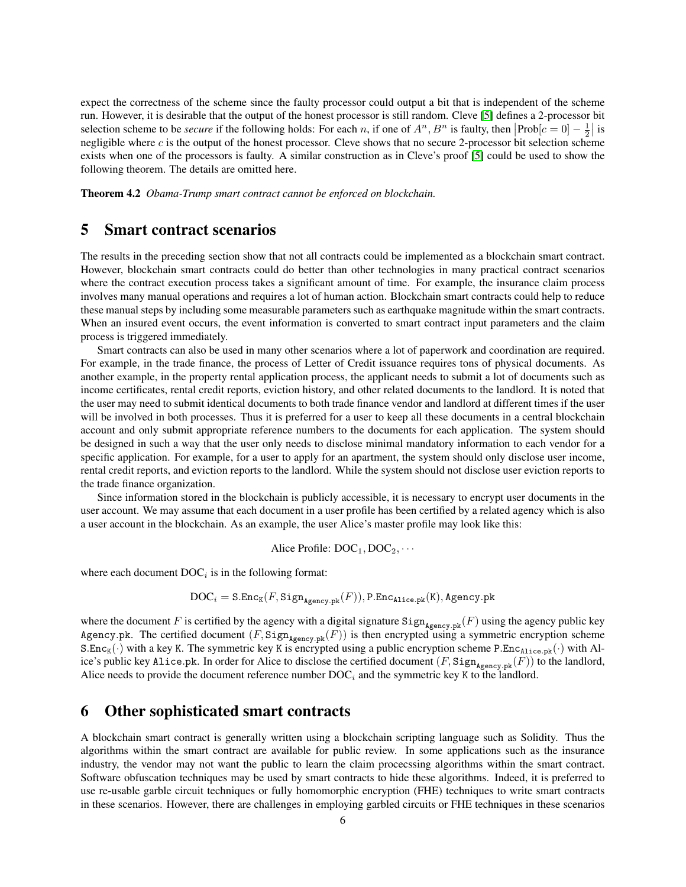expect the correctness of the scheme since the faulty processor could output a bit that is independent of the scheme run. However, it is desirable that the output of the honest processor is still random. Cleve [5] defines a 2-processor bit selection scheme to be *secure* if the following holds: For each $n$, if one of $A^n, B^n$ is faulty, then $\left|\text{Prob}[c = 0] - \frac{1}{2}\right|$ is negligible where $c$ is the output of the honest processor. Cleve shows that no secure 2-processor bit selection scheme exists when one of the processors is faulty. A similar construction as in Cleve's proof [5] could be used to show the following theorem. The details are omitted here.

**Theorem 4.2** *Obama-Trump smart contract cannot be enforced on blockchain.*

## 5 Smart contract scenarios

The results in the preceding section show that not all contracts could be implemented as a blockchain smart contract. However, blockchain smart contracts could do better than other technologies in many practical contract scenarios where the contract execution process takes a significant amount of time. For example, the insurance claim process involves many manual operations and requires a lot of human action. Blockchain smart contracts could help to reduce these manual steps by including some measurable parameters such as earthquake magnitude within the smart contracts. When an insured event occurs, the event information is converted to smart contract input parameters and the claim process is triggered immediately.

Smart contracts can also be used in many other scenarios where a lot of paperwork and coordination are required. For example, in the trade finance, the process of Letter of Credit issuance requires tons of physical documents. As another example, in the property rental application process, the applicant needs to submit a lot of documents such as income certificates, rental credit reports, eviction history, and other related documents to the landlord. It is noted that the user may need to submit identical documents to both trade finance vendor and landlord at different times if the user will be involved in both processes. Thus it is preferred for a user to keep all these documents in a central blockchain account and only submit appropriate reference numbers to the documents for each application. The system should be designed in such a way that the user only needs to disclose minimal mandatory information to each vendor for a specific application. For example, for a user to apply for an apartment, the system should only disclose user income, rental credit reports, and eviction reports to the landlord. While the system should not disclose user eviction reports to the trade finance organization.

Since information stored in the blockchain is publicly accessible, it is necessary to encrypt user documents in the user account. We may assume that each document in a user profile has been certified by a related agency which is also a user account in the blockchain. As an example, the user Alice's master profile may look like this:

$$\text{Alice Profile: } \text{DOC}_1, \text{DOC}_2, \cdots$$

where each document $\text{DOC}_i$ is in the following format:

$$\text{DOC}_i = \texttt{S.Enc}_{\texttt{K}}(F, \texttt{Sign}_{\texttt{Agency.pk}}(F)), \texttt{P.Enc}_{\texttt{Alice.pk}}(\texttt{K}), \texttt{Agency.pk}$$

where the document $F$ is certified by the agency with a digital signature $\texttt{Sign}_{\texttt{Agency.pk}}(F)$ using the agency public key `Agency.pk`. The certified document $(F, \texttt{Sign}_{\texttt{Agency.pk}}(F))$ is then encrypted using a symmetric encryption scheme $\texttt{S.Enc}_{\texttt{K}}(\cdot)$ with a key `K`. The symmetric key `K` is encrypted using a public encryption scheme $\texttt{P.Enc}_{\texttt{Alice.pk}}(\cdot)$ with Alice's public key `Alice.pk`. In order for Alice to disclose the certified document $(F, \texttt{Sign}_{\texttt{Agency.pk}}(F))$ to the landlord, Alice needs to provide the document reference number $\text{DOC}_i$ and the symmetric key `K` to the landlord.

## 6 Other sophisticated smart contracts

A blockchain smart contract is generally written using a blockchain scripting language such as Solidity. Thus the algorithms within the smart contract are available for public review. In some applications such as the insurance industry, the vendor may not want the public to learn the claim procecssing algorithms within the smart contract. Software obfuscation techniques may be used by smart contracts to hide these algorithms. Indeed, it is preferred to use re-usable garble circuit techniques or fully homomorphic encryption (FHE) techniques to write smart contracts in these scenarios. However, there are challenges in employing garbled circuits or FHE techniques in these scenarios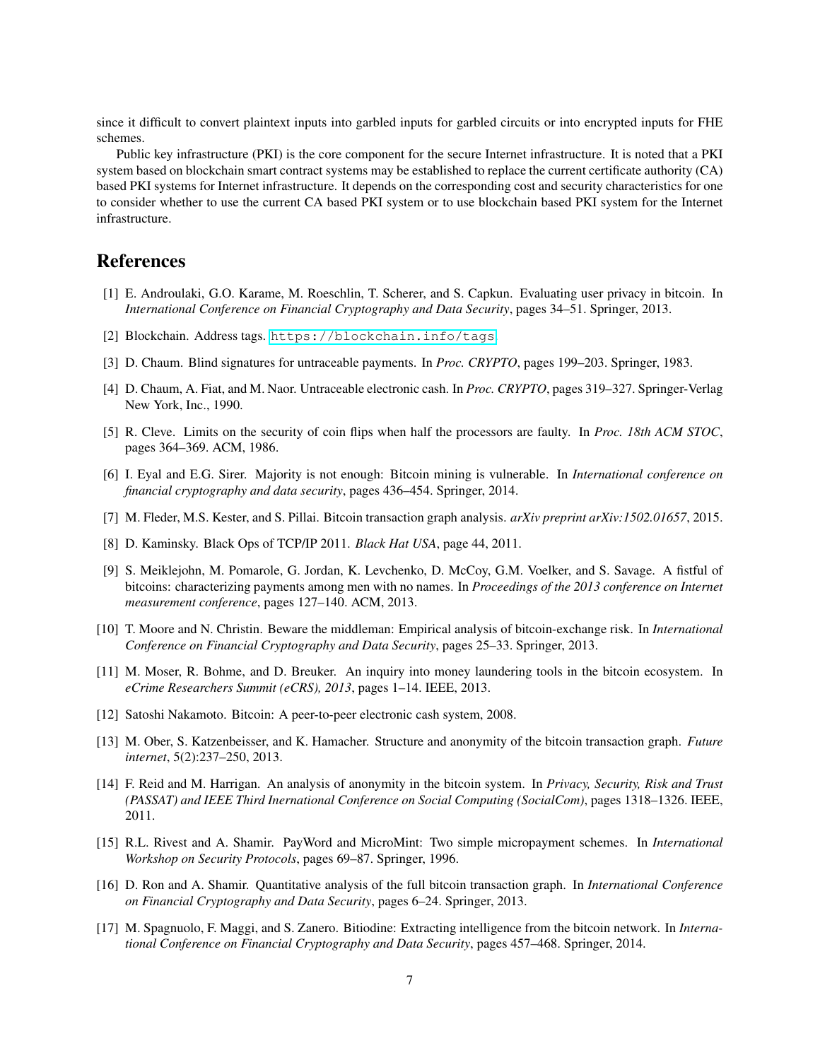since it difficult to convert plaintext inputs into garbled inputs for garbled circuits or into encrypted inputs for FHE schemes.

Public key infrastructure (PKI) is the core component for the secure Internet infrastructure. It is noted that a PKI system based on blockchain smart contract systems may be established to replace the current certificate authority (CA) based PKI systems for Internet infrastructure. It depends on the corresponding cost and security characteristics for one to consider whether to use the current CA based PKI system or to use blockchain based PKI system for the Internet infrastructure.

# References

[1] E. Androulaki, G.O. Karame, M. Roeschlin, T. Scherer, and S. Capkun. Evaluating user privacy in bitcoin. In *International Conference on Financial Cryptography and Data Security*, pages 34–51. Springer, 2013.

[2] Blockchain. Address tags. https://blockchain.info/tags

[3] D. Chaum. Blind signatures for untraceable payments. In *Proc. CRYPTO*, pages 199–203. Springer, 1983.

[4] D. Chaum, A. Fiat, and M. Naor. Untraceable electronic cash. In *Proc. CRYPTO*, pages 319–327. Springer-Verlag New York, Inc., 1990.

[5] R. Cleve. Limits on the security of coin flips when half the processors are faulty. In *Proc. 18th ACM STOC*, pages 364–369. ACM, 1986.

[6] I. Eyal and E.G. Sirer. Majority is not enough: Bitcoin mining is vulnerable. In *International conference on financial cryptography and data security*, pages 436–454. Springer, 2014.

[7] M. Fleder, M.S. Kester, and S. Pillai. Bitcoin transaction graph analysis. *arXiv preprint arXiv:1502.01657*, 2015.

[8] D. Kaminsky. Black Ops of TCP/IP 2011. *Black Hat USA*, page 44, 2011.

[9] S. Meiklejohn, M. Pomarole, G. Jordan, K. Levchenko, D. McCoy, G.M. Voelker, and S. Savage. A fistful of bitcoins: characterizing payments among men with no names. In *Proceedings of the 2013 conference on Internet measurement conference*, pages 127–140. ACM, 2013.

[10] T. Moore and N. Christin. Beware the middleman: Empirical analysis of bitcoin-exchange risk. In *International Conference on Financial Cryptography and Data Security*, pages 25–33. Springer, 2013.

[11] M. Moser, R. Bohme, and D. Breuker. An inquiry into money laundering tools in the bitcoin ecosystem. In *eCrime Researchers Summit (eCRS), 2013*, pages 1–14. IEEE, 2013.

[12] Satoshi Nakamoto. Bitcoin: A peer-to-peer electronic cash system, 2008.

[13] M. Ober, S. Katzenbeisser, and K. Hamacher. Structure and anonymity of the bitcoin transaction graph. *Future internet*, 5(2):237–250, 2013.

[14] F. Reid and M. Harrigan. An analysis of anonymity in the bitcoin system. In *Privacy, Security, Risk and Trust (PASSAT) and IEEE Third Inernational Conference on Social Computing (SocialCom)*, pages 1318–1326. IEEE, 2011.

[15] R.L. Rivest and A. Shamir. PayWord and MicroMint: Two simple micropayment schemes. In *International Workshop on Security Protocols*, pages 69–87. Springer, 1996.

[16] D. Ron and A. Shamir. Quantitative analysis of the full bitcoin transaction graph. In *International Conference on Financial Cryptography and Data Security*, pages 6–24. Springer, 2013.

[17] M. Spagnuolo, F. Maggi, and S. Zanero. Bitiodine: Extracting intelligence from the bitcoin network. In *International Conference on Financial Cryptography and Data Security*, pages 457–468. Springer, 2014.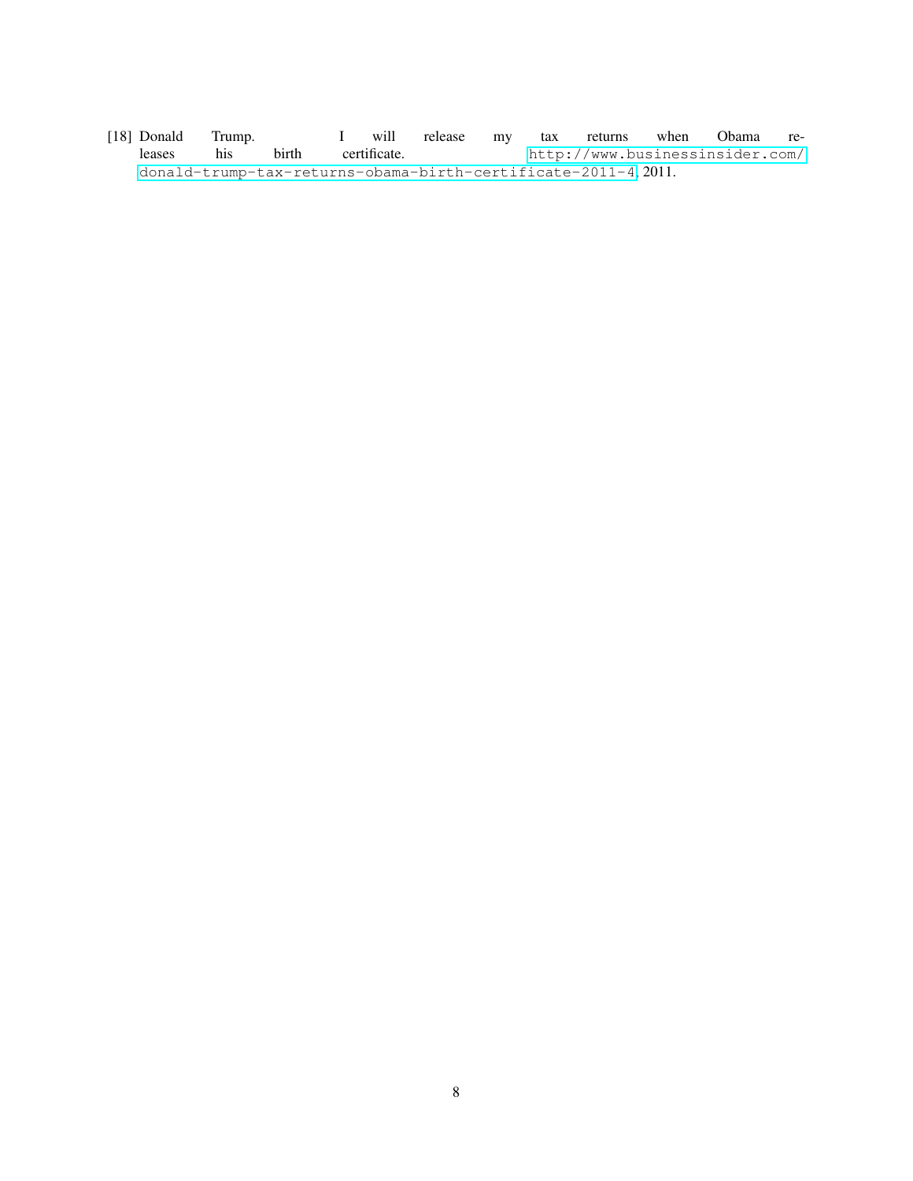[18] Donald Trump. I will release my tax returns when Obama releases his birth certificate. http://www.businessinsider.com/donald-trump-tax-returns-obama-birth-certificate-2011-4, 2011.